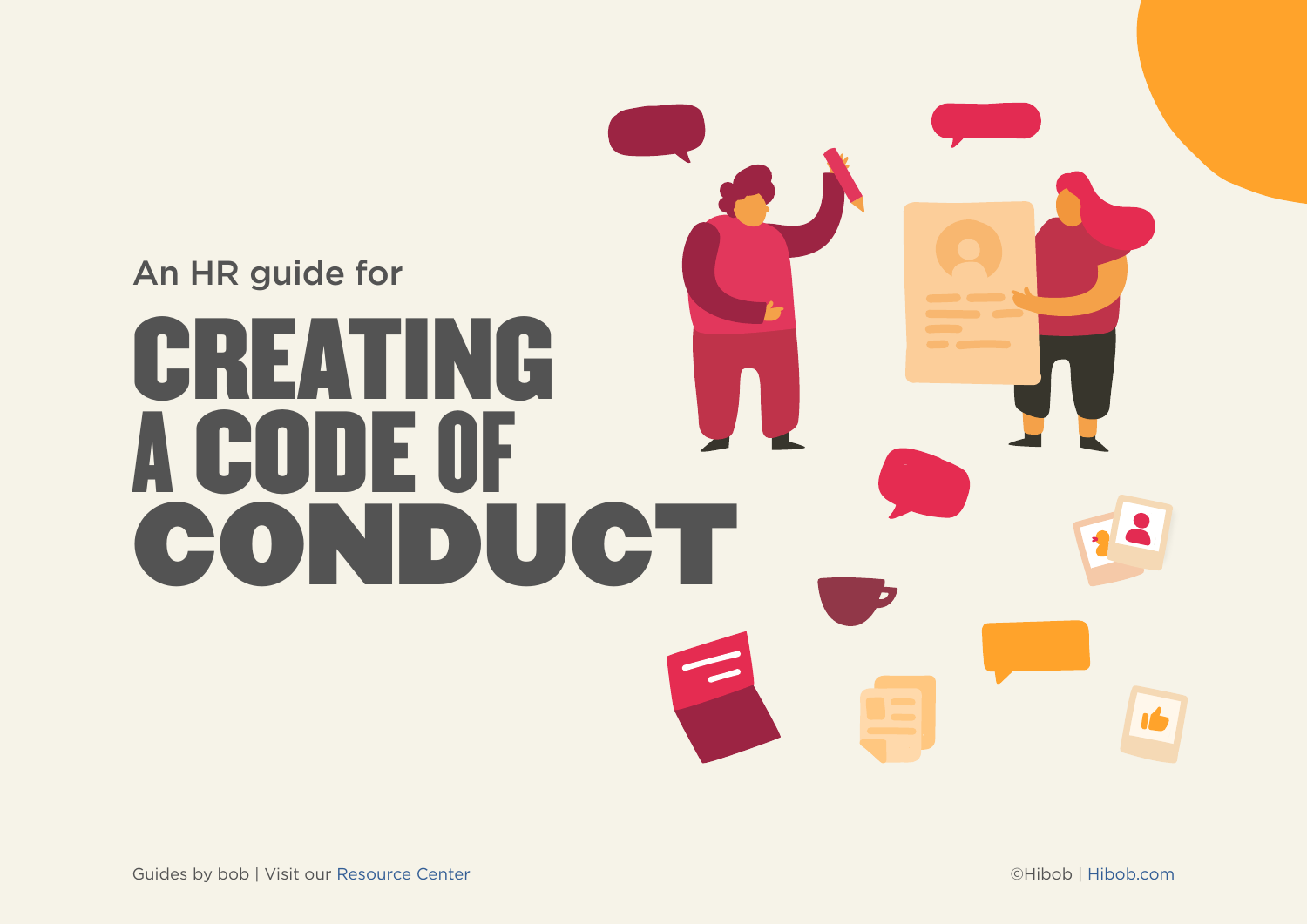An HR guide for

# CREATING A CODE OF CONDUCT

Guides by bob | Visit our Resource Center

©Hibob | Hibob.com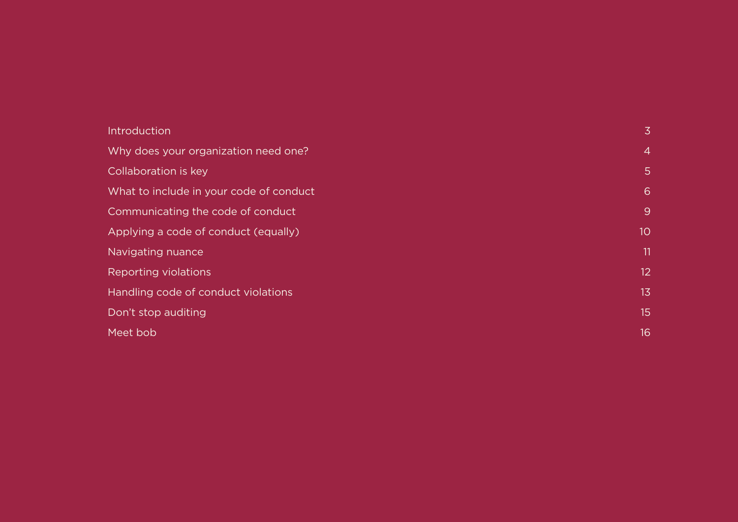| | |
|---|---|
| Introduction | 3 |
| Why does your organization need one? | 4 |
| Collaboration is key | 5 |
| What to include in your code of conduct | 6 |
| Communicating the code of conduct | 9 |
| Applying a code of conduct (equally) | 10 |
| Navigating nuance | 11 |
| Reporting violations | 12 |
| Handling code of conduct violations | 13 |
| Don’t stop auditing | 15 |
| Meet bob | 16 |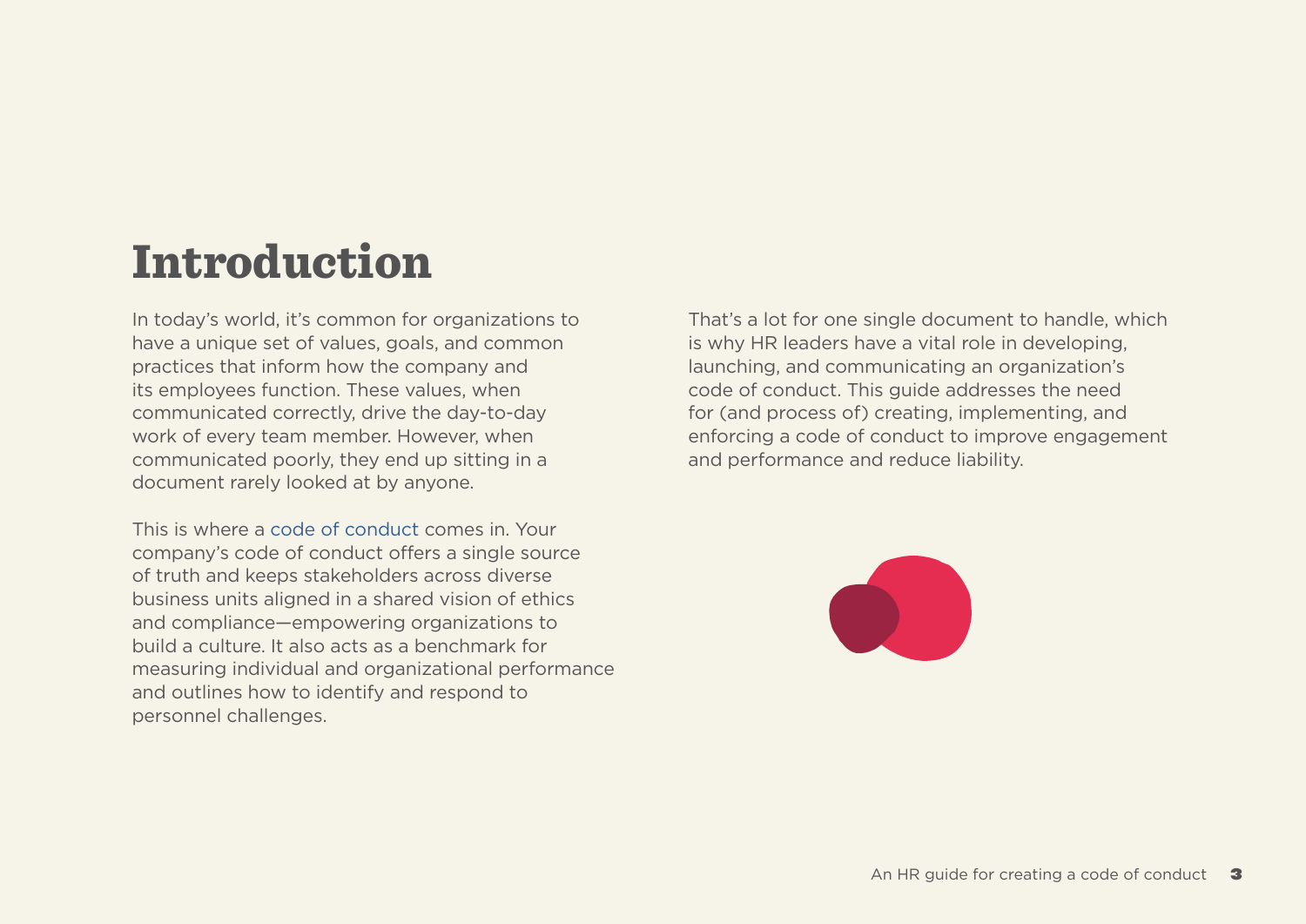# Introduction

In today's world, it's common for organizations to have a unique set of values, goals, and common practices that inform how the company and its employees function. These values, when communicated correctly, drive the day-to-day work of every team member. However, when communicated poorly, they end up sitting in a document rarely looked at by anyone.

This is where a code of conduct comes in. Your company's code of conduct offers a single source of truth and keeps stakeholders across diverse business units aligned in a shared vision of ethics and compliance—empowering organizations to build a culture. It also acts as a benchmark for measuring individual and organizational performance and outlines how to identify and respond to personnel challenges.

That's a lot for one single document to handle, which is why HR leaders have a vital role in developing, launching, and communicating an organization's code of conduct. This guide addresses the need for (and process of) creating, implementing, and enforcing a code of conduct to improve engagement and performance and reduce liability.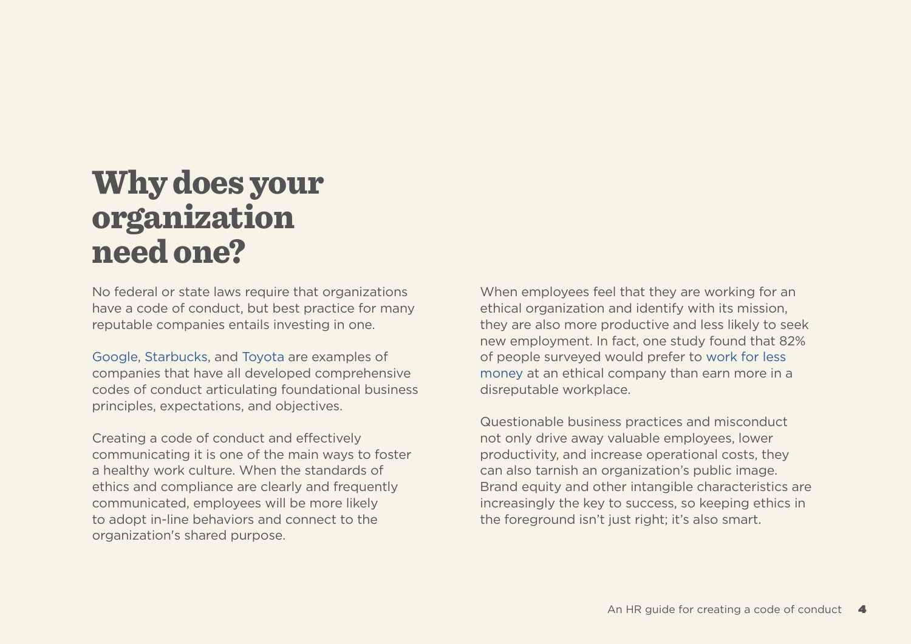# Why does your organization need one?

No federal or state laws require that organizations have a code of conduct, but best practice for many reputable companies entails investing in one.

Google, Starbucks, and Toyota are examples of companies that have all developed comprehensive codes of conduct articulating foundational business principles, expectations, and objectives.

Creating a code of conduct and effectively communicating it is one of the main ways to foster a healthy work culture. When the standards of ethics and compliance are clearly and frequently communicated, employees will be more likely to adopt in-line behaviors and connect to the organization's shared purpose.

When employees feel that they are working for an ethical organization and identify with its mission, they are also more productive and less likely to seek new employment. In fact, one study found that 82% of people surveyed would prefer to work for less money at an ethical company than earn more in a disreputable workplace.

Questionable business practices and misconduct not only drive away valuable employees, lower productivity, and increase operational costs, they can also tarnish an organization's public image. Brand equity and other intangible characteristics are increasingly the key to success, so keeping ethics in the foreground isn't just right; it's also smart.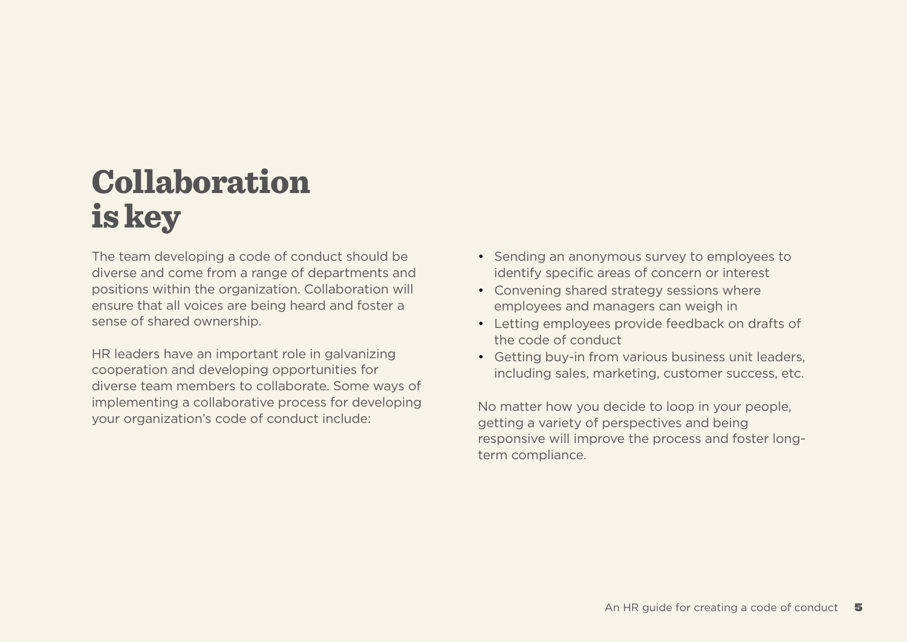# Collaboration is key

The team developing a code of conduct should be diverse and come from a range of departments and positions within the organization. Collaboration will ensure that all voices are being heard and foster a sense of shared ownership.

HR leaders have an important role in galvanizing cooperation and developing opportunities for diverse team members to collaborate. Some ways of implementing a collaborative process for developing your organization's code of conduct include:

- Sending an anonymous survey to employees to identify specific areas of concern or interest
- Convening shared strategy sessions where employees and managers can weigh in
- Letting employees provide feedback on drafts of the code of conduct
- Getting buy-in from various business unit leaders, including sales, marketing, customer success, etc.

No matter how you decide to loop in your people, getting a variety of perspectives and being responsive will improve the process and foster long-term compliance.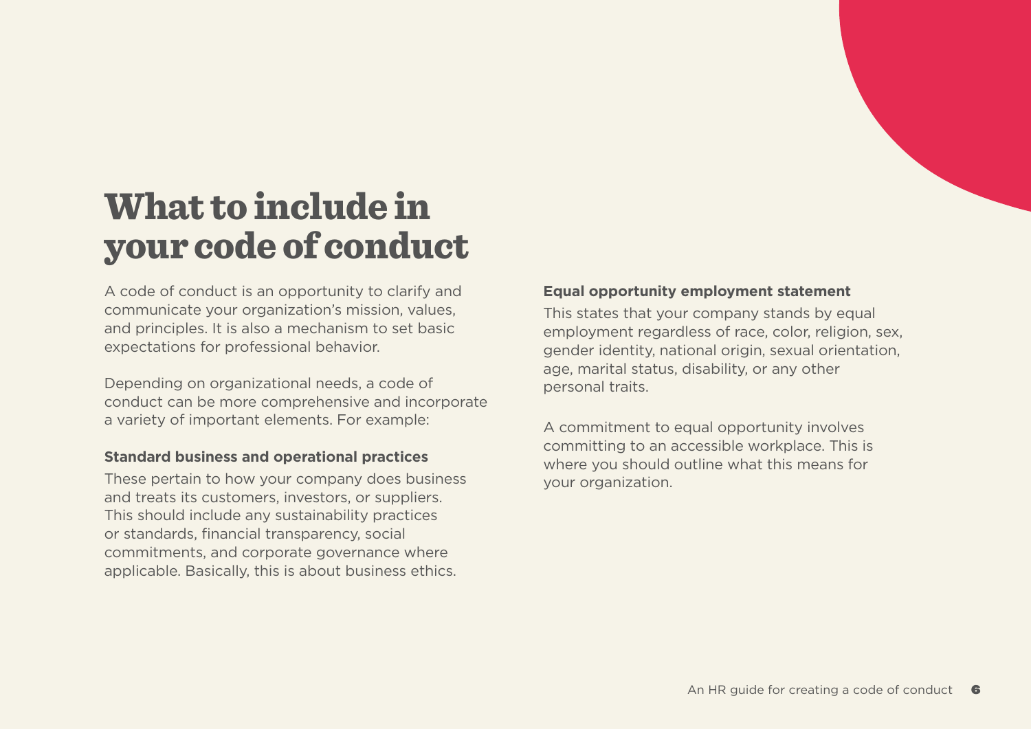# What to include in your code of conduct

A code of conduct is an opportunity to clarify and communicate your organization's mission, values, and principles. It is also a mechanism to set basic expectations for professional behavior.

Depending on organizational needs, a code of conduct can be more comprehensive and incorporate a variety of important elements. For example:

**Standard business and operational practices**

These pertain to how your company does business and treats its customers, investors, or suppliers. This should include any sustainability practices or standards, financial transparency, social commitments, and corporate governance where applicable. Basically, this is about business ethics.

**Equal opportunity employment statement**

This states that your company stands by equal employment regardless of race, color, religion, sex, gender identity, national origin, sexual orientation, age, marital status, disability, or any other personal traits.

A commitment to equal opportunity involves committing to an accessible workplace. This is where you should outline what this means for your organization.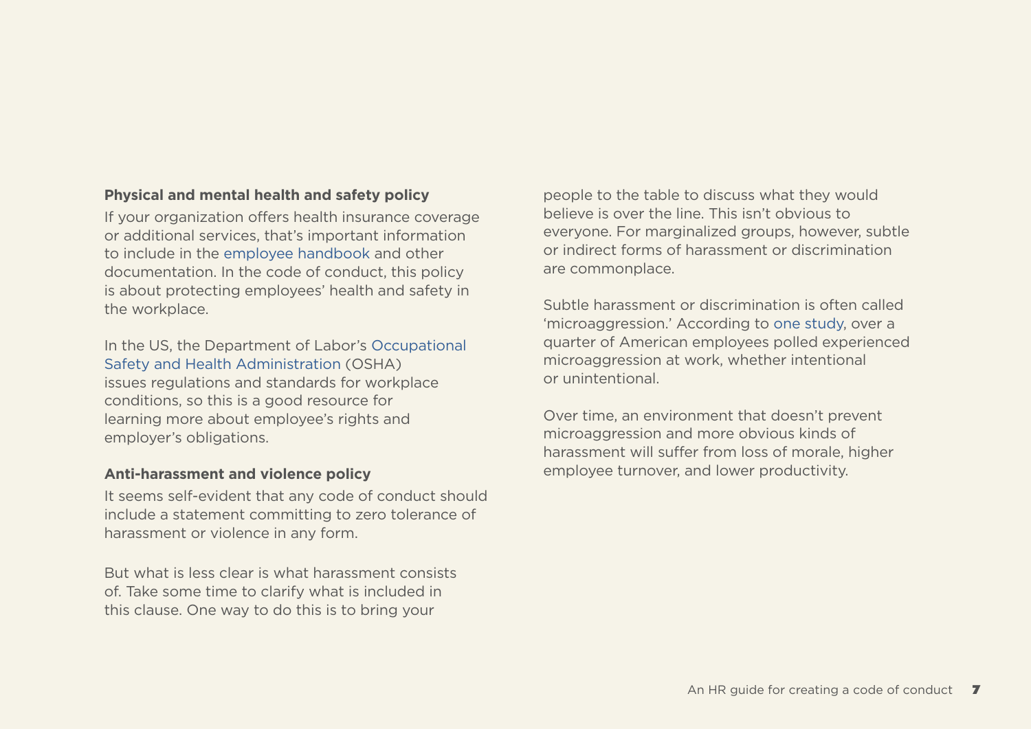### Physical and mental health and safety policy

If your organization offers health insurance coverage or additional services, that's important information to include in the employee handbook and other documentation. In the code of conduct, this policy is about protecting employees' health and safety in the workplace.

In the US, the Department of Labor's Occupational Safety and Health Administration (OSHA) issues regulations and standards for workplace conditions, so this is a good resource for learning more about employee's rights and employer's obligations.

### Anti-harassment and violence policy

It seems self-evident that any code of conduct should include a statement committing to zero tolerance of harassment or violence in any form.

But what is less clear is what harassment consists of. Take some time to clarify what is included in this clause. One way to do this is to bring your people to the table to discuss what they would believe is over the line. This isn't obvious to everyone. For marginalized groups, however, subtle or indirect forms of harassment or discrimination are commonplace.

Subtle harassment or discrimination is often called 'microaggression.' According to one study, over a quarter of American employees polled experienced microaggression at work, whether intentional or unintentional.

Over time, an environment that doesn't prevent microaggression and more obvious kinds of harassment will suffer from loss of morale, higher employee turnover, and lower productivity.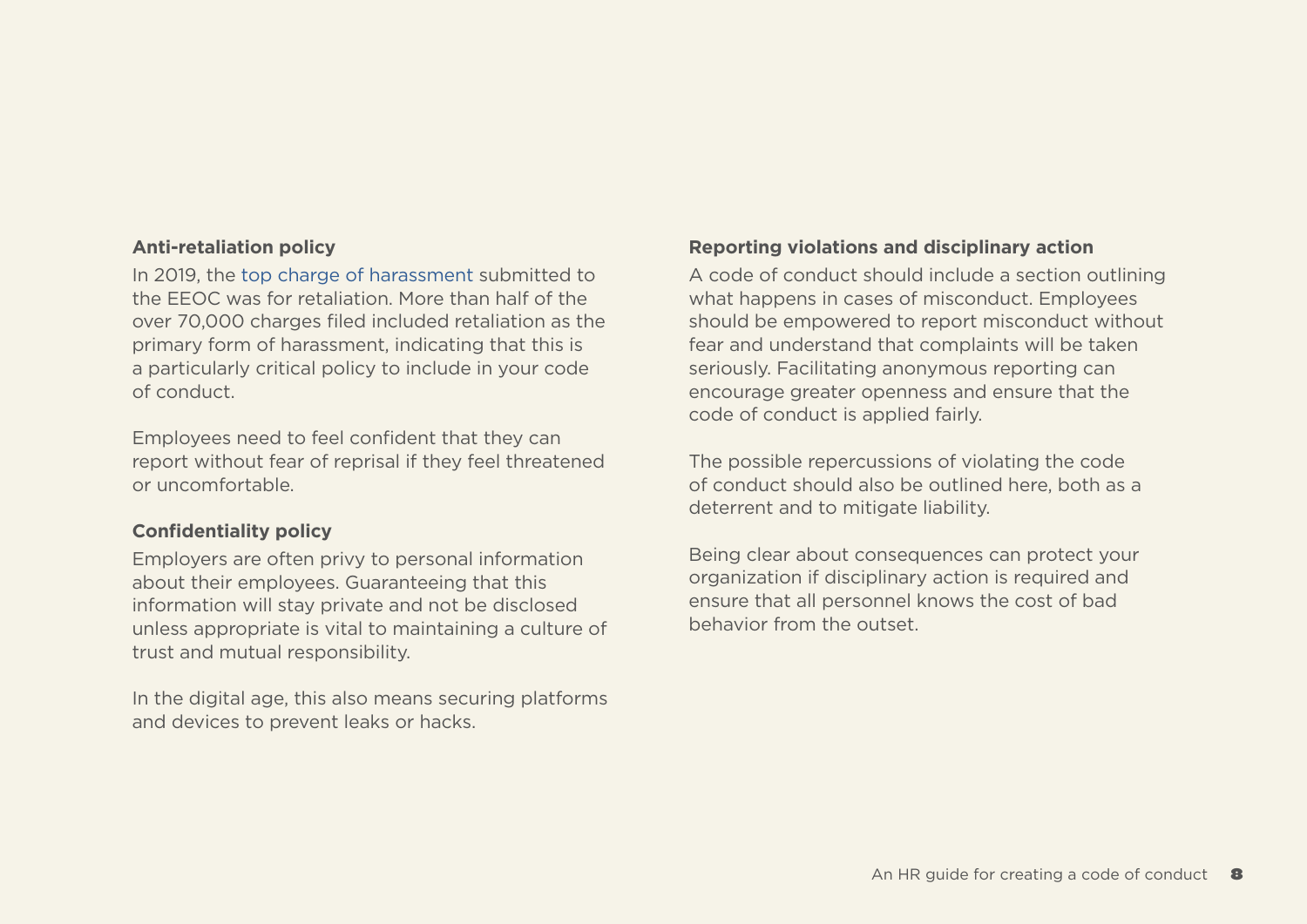### Anti-retaliation policy

In 2019, the top charge of harassment submitted to the EEOC was for retaliation. More than half of the over 70,000 charges filed included retaliation as the primary form of harassment, indicating that this is a particularly critical policy to include in your code of conduct.

Employees need to feel confident that they can report without fear of reprisal if they feel threatened or uncomfortable.

### Confidentiality policy

Employers are often privy to personal information about their employees. Guaranteeing that this information will stay private and not be disclosed unless appropriate is vital to maintaining a culture of trust and mutual responsibility.

In the digital age, this also means securing platforms and devices to prevent leaks or hacks.

### Reporting violations and disciplinary action

A code of conduct should include a section outlining what happens in cases of misconduct. Employees should be empowered to report misconduct without fear and understand that complaints will be taken seriously. Facilitating anonymous reporting can encourage greater openness and ensure that the code of conduct is applied fairly.

The possible repercussions of violating the code of conduct should also be outlined here, both as a deterrent and to mitigate liability.

Being clear about consequences can protect your organization if disciplinary action is required and ensure that all personnel knows the cost of bad behavior from the outset.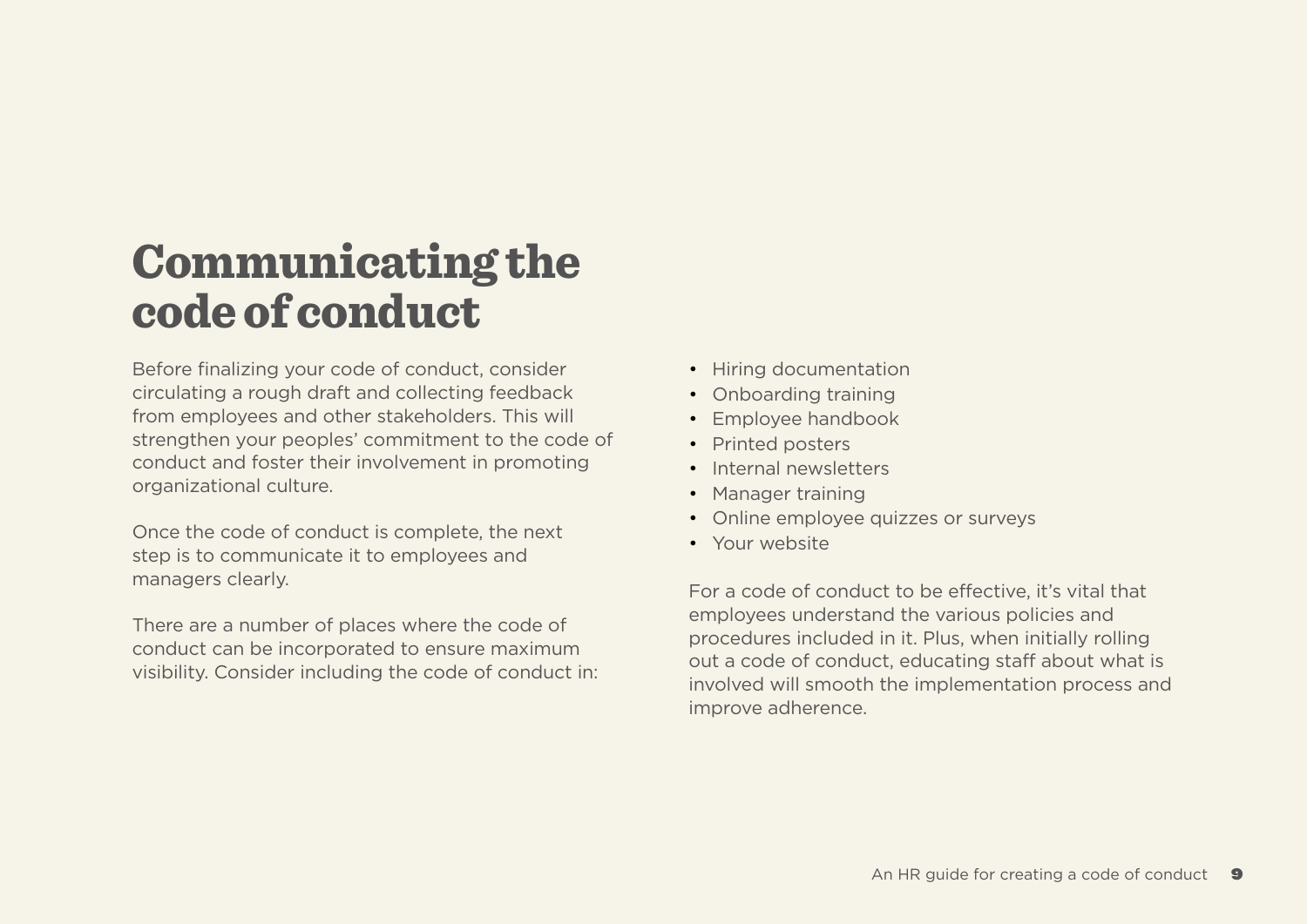# Communicating the code of conduct

Before finalizing your code of conduct, consider circulating a rough draft and collecting feedback from employees and other stakeholders. This will strengthen your peoples' commitment to the code of conduct and foster their involvement in promoting organizational culture.

Once the code of conduct is complete, the next step is to communicate it to employees and managers clearly.

There are a number of places where the code of conduct can be incorporated to ensure maximum visibility. Consider including the code of conduct in:

- Hiring documentation
- Onboarding training
- Employee handbook
- Printed posters
- Internal newsletters
- Manager training
- Online employee quizzes or surveys
- Your website

For a code of conduct to be effective, it's vital that employees understand the various policies and procedures included in it. Plus, when initially rolling out a code of conduct, educating staff about what is involved will smooth the implementation process and improve adherence.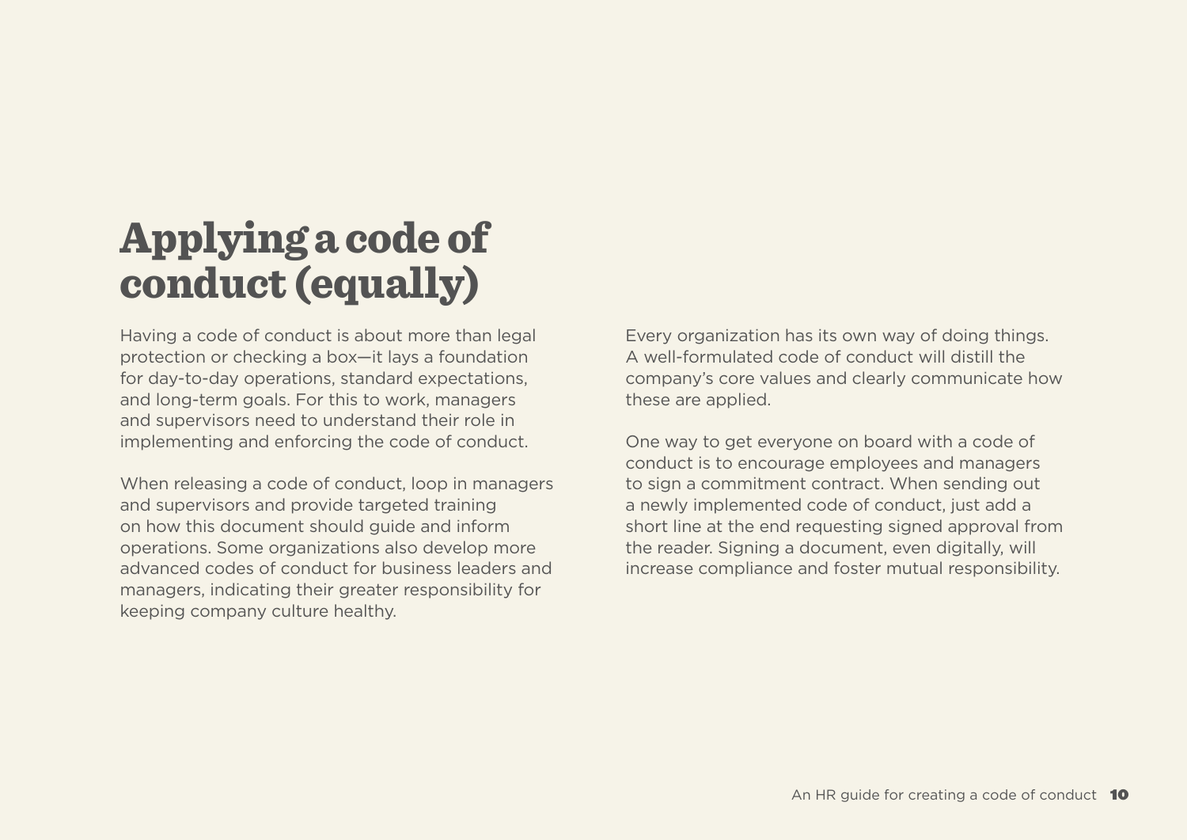# Applying a code of conduct (equally)

Having a code of conduct is about more than legal protection or checking a box—it lays a foundation for day-to-day operations, standard expectations, and long-term goals. For this to work, managers and supervisors need to understand their role in implementing and enforcing the code of conduct.

When releasing a code of conduct, loop in managers and supervisors and provide targeted training on how this document should guide and inform operations. Some organizations also develop more advanced codes of conduct for business leaders and managers, indicating their greater responsibility for keeping company culture healthy.

Every organization has its own way of doing things. A well-formulated code of conduct will distill the company's core values and clearly communicate how these are applied.

One way to get everyone on board with a code of conduct is to encourage employees and managers to sign a commitment contract. When sending out a newly implemented code of conduct, just add a short line at the end requesting signed approval from the reader. Signing a document, even digitally, will increase compliance and foster mutual responsibility.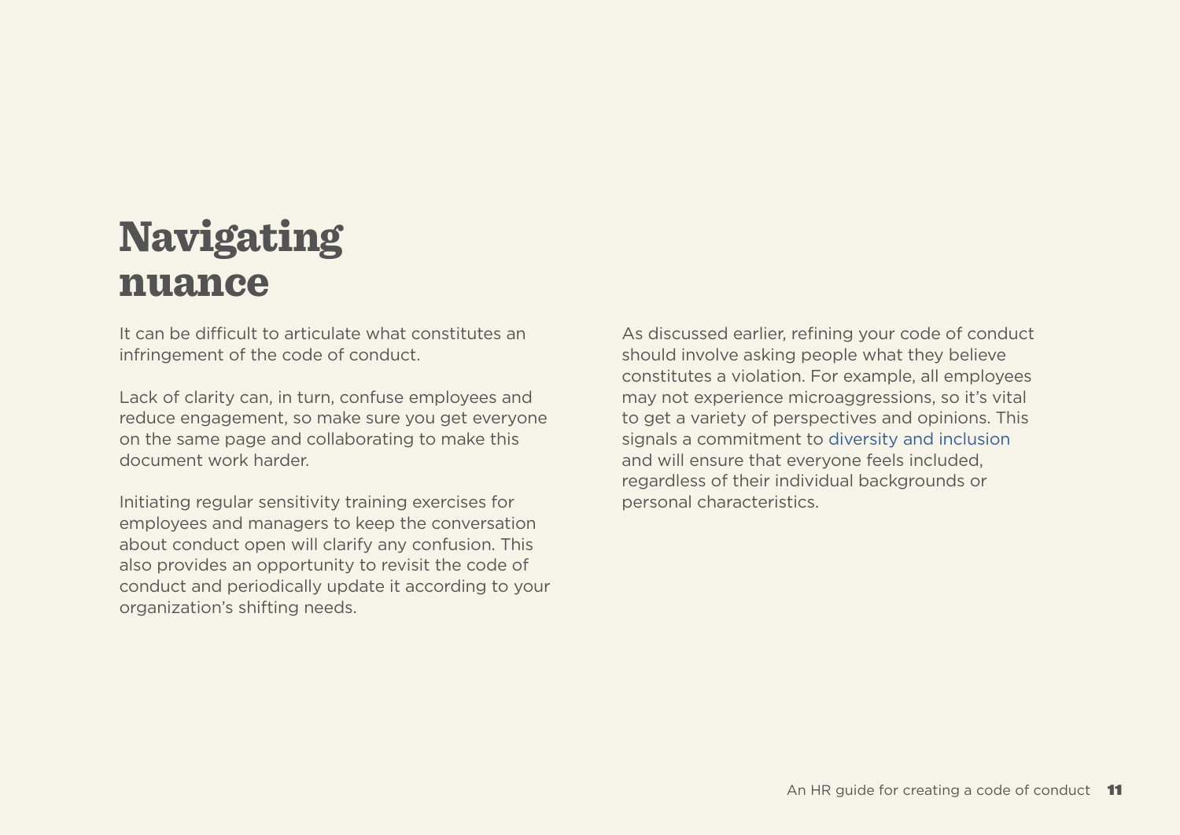# Navigating nuance

It can be difficult to articulate what constitutes an infringement of the code of conduct.

Lack of clarity can, in turn, confuse employees and reduce engagement, so make sure you get everyone on the same page and collaborating to make this document work harder.

Initiating regular sensitivity training exercises for employees and managers to keep the conversation about conduct open will clarify any confusion. This also provides an opportunity to revisit the code of conduct and periodically update it according to your organization's shifting needs.

As discussed earlier, refining your code of conduct should involve asking people what they believe constitutes a violation. For example, all employees may not experience microaggressions, so it's vital to get a variety of perspectives and opinions. This signals a commitment to diversity and inclusion and will ensure that everyone feels included, regardless of their individual backgrounds or personal characteristics.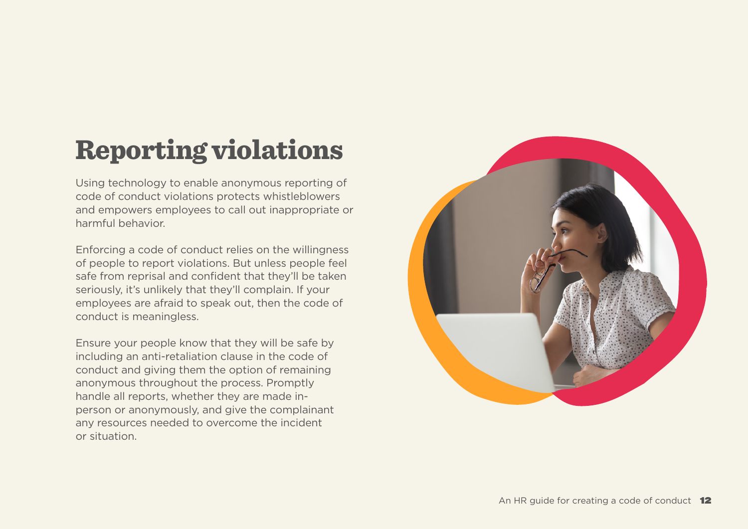# Reporting violations

Using technology to enable anonymous reporting of code of conduct violations protects whistleblowers and empowers employees to call out inappropriate or harmful behavior.

Enforcing a code of conduct relies on the willingness of people to report violations. But unless people feel safe from reprisal and confident that they'll be taken seriously, it's unlikely that they'll complain. If your employees are afraid to speak out, then the code of conduct is meaningless.

Ensure your people know that they will be safe by including an anti-retaliation clause in the code of conduct and giving them the option of remaining anonymous throughout the process. Promptly handle all reports, whether they are made in-person or anonymously, and give the complainant any resources needed to overcome the incident or situation.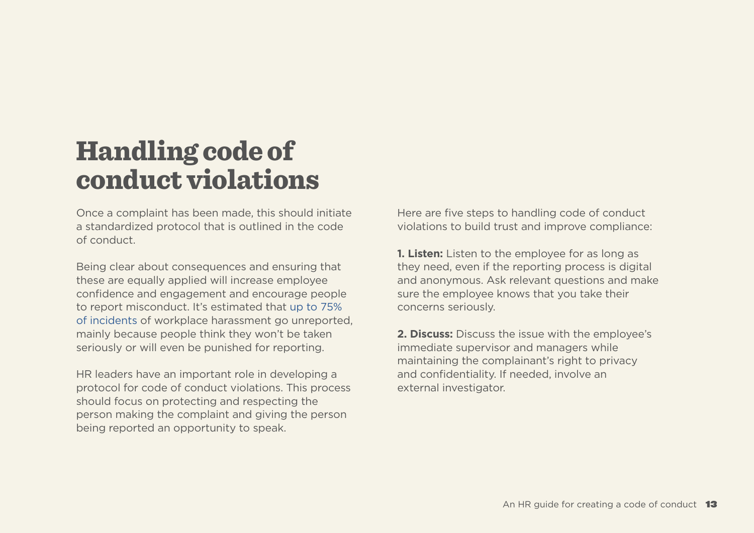# Handling code of conduct violations

Once a complaint has been made, this should initiate a standardized protocol that is outlined in the code of conduct.

Being clear about consequences and ensuring that these are equally applied will increase employee confidence and engagement and encourage people to report misconduct. It's estimated that up to 75% of incidents of workplace harassment go unreported, mainly because people think they won't be taken seriously or will even be punished for reporting.

HR leaders have an important role in developing a protocol for code of conduct violations. This process should focus on protecting and respecting the person making the complaint and giving the person being reported an opportunity to speak.

Here are five steps to handling code of conduct violations to build trust and improve compliance:

**1. Listen:** Listen to the employee for as long as they need, even if the reporting process is digital and anonymous. Ask relevant questions and make sure the employee knows that you take their concerns seriously.

**2. Discuss:** Discuss the issue with the employee's immediate supervisor and managers while maintaining the complainant's right to privacy and confidentiality. If needed, involve an external investigator.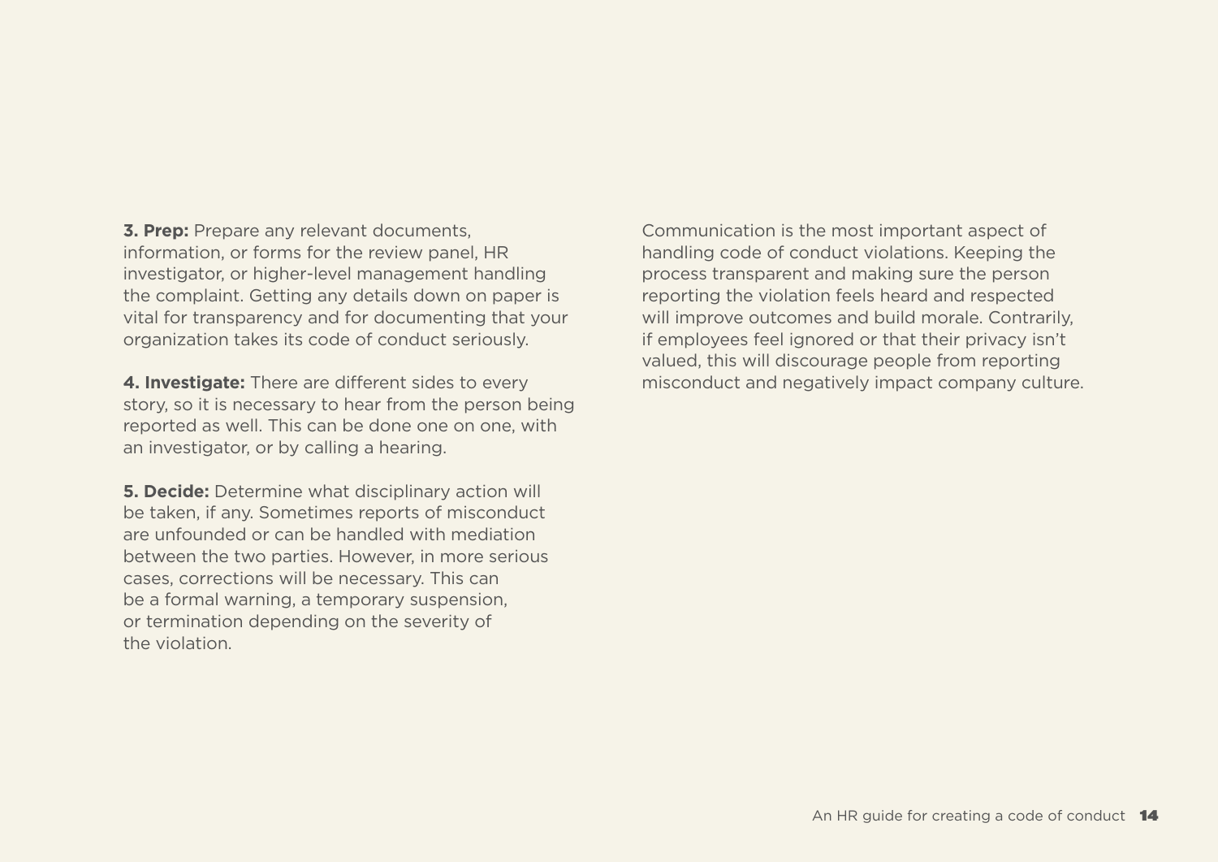**3. Prep:** Prepare any relevant documents, information, or forms for the review panel, HR investigator, or higher-level management handling the complaint. Getting any details down on paper is vital for transparency and for documenting that your organization takes its code of conduct seriously.

**4. Investigate:** There are different sides to every story, so it is necessary to hear from the person being reported as well. This can be done one on one, with an investigator, or by calling a hearing.

**5. Decide:** Determine what disciplinary action will be taken, if any. Sometimes reports of misconduct are unfounded or can be handled with mediation between the two parties. However, in more serious cases, corrections will be necessary. This can be a formal warning, a temporary suspension, or termination depending on the severity of the violation.

Communication is the most important aspect of handling code of conduct violations. Keeping the process transparent and making sure the person reporting the violation feels heard and respected will improve outcomes and build morale. Contrarily, if employees feel ignored or that their privacy isn't valued, this will discourage people from reporting misconduct and negatively impact company culture.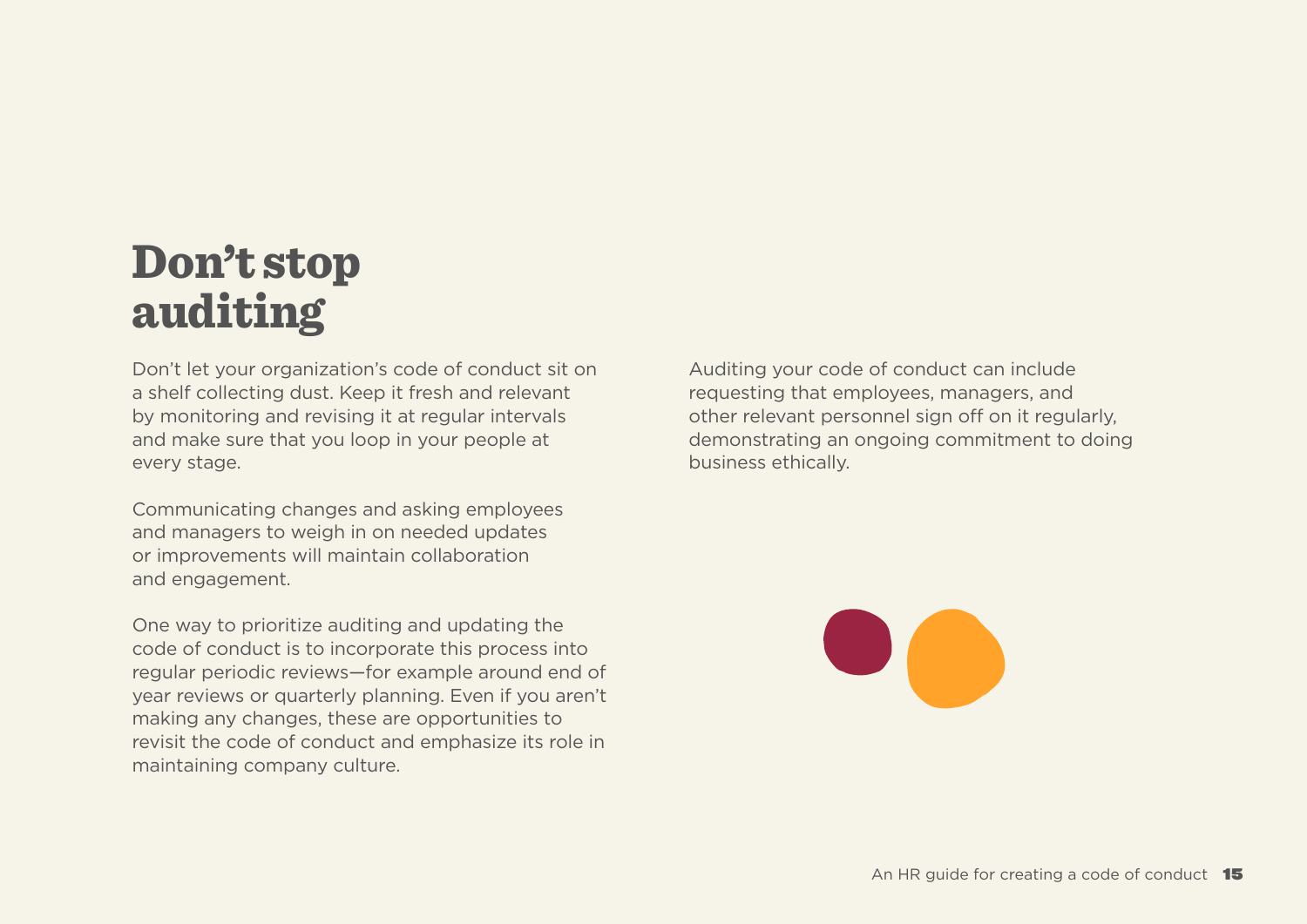# Don't stop auditing

Don't let your organization's code of conduct sit on a shelf collecting dust. Keep it fresh and relevant by monitoring and revising it at regular intervals and make sure that you loop in your people at every stage.

Communicating changes and asking employees and managers to weigh in on needed updates or improvements will maintain collaboration and engagement.

One way to prioritize auditing and updating the code of conduct is to incorporate this process into regular periodic reviews—for example around end of year reviews or quarterly planning. Even if you aren't making any changes, these are opportunities to revisit the code of conduct and emphasize its role in maintaining company culture.

Auditing your code of conduct can include requesting that employees, managers, and other relevant personnel sign off on it regularly, demonstrating an ongoing commitment to doing business ethically.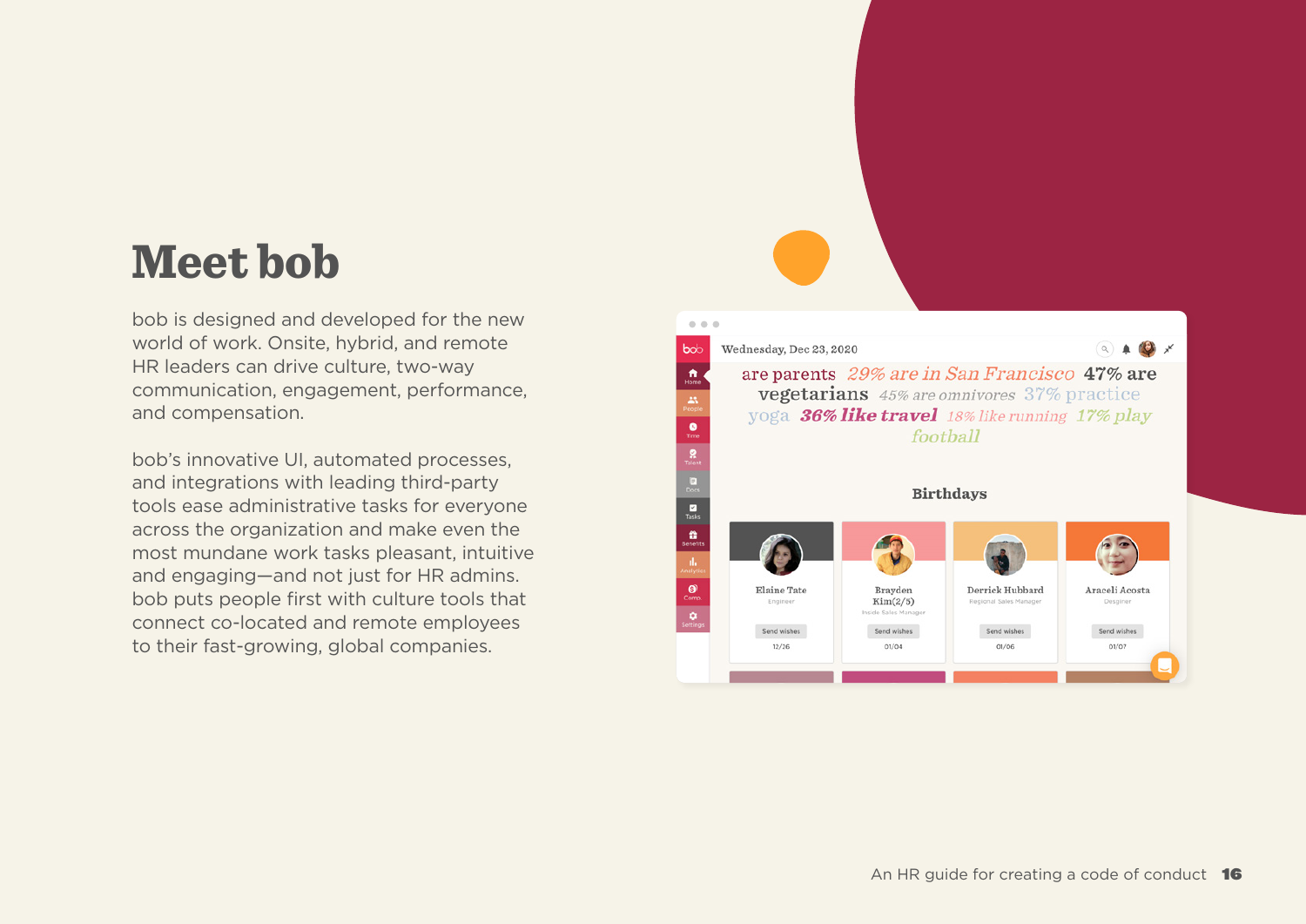# Meet bob

bob is designed and developed for the new world of work. Onsite, hybrid, and remote HR leaders can drive culture, two-way communication, engagement, performance, and compensation.

bob's innovative UI, automated processes, and integrations with leading third-party tools ease administrative tasks for everyone across the organization and make even the most mundane work tasks pleasant, intuitive and engaging—and not just for HR admins. bob puts people first with culture tools that connect co-located and remote employees to their fast-growing, global companies.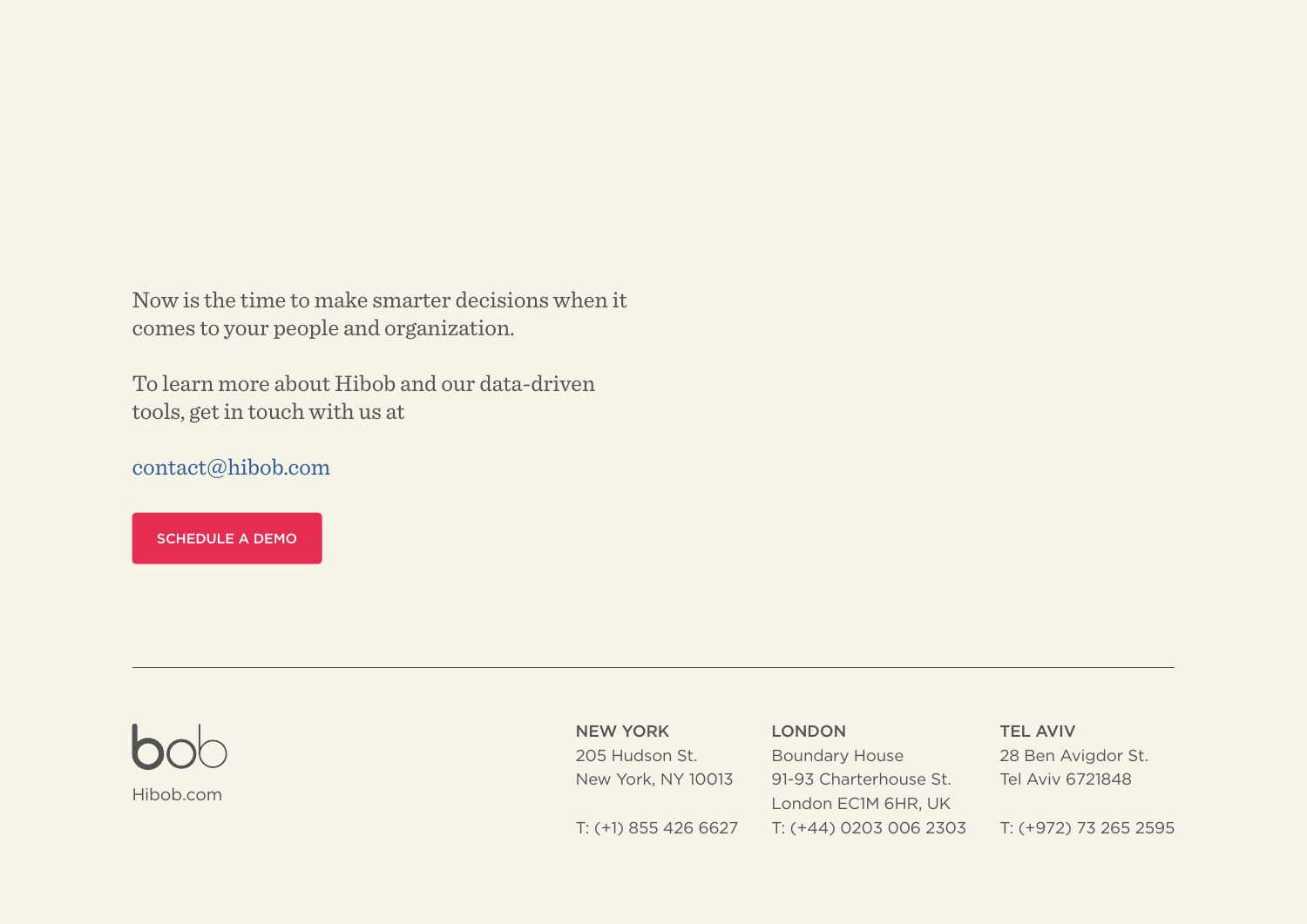Now is the time to make smarter decisions when it comes to your people and organization.

To learn more about Hibob and our data-driven tools, get in touch with us at

contact@hibob.com

SCHEDULE A DEMO

---

bob

Hibob.com

**NEW YORK**
205 Hudson St.
New York, NY 10013

T: (+1) 855 426 6627

**LONDON**
Boundary House
91-93 Charterhouse St.
London EC1M 6HR, UK
T: (+44) 0203 006 2303

**TEL AVIV**
28 Ben Avigdor St.
Tel Aviv 6721848

T: (+972) 73 265 2595